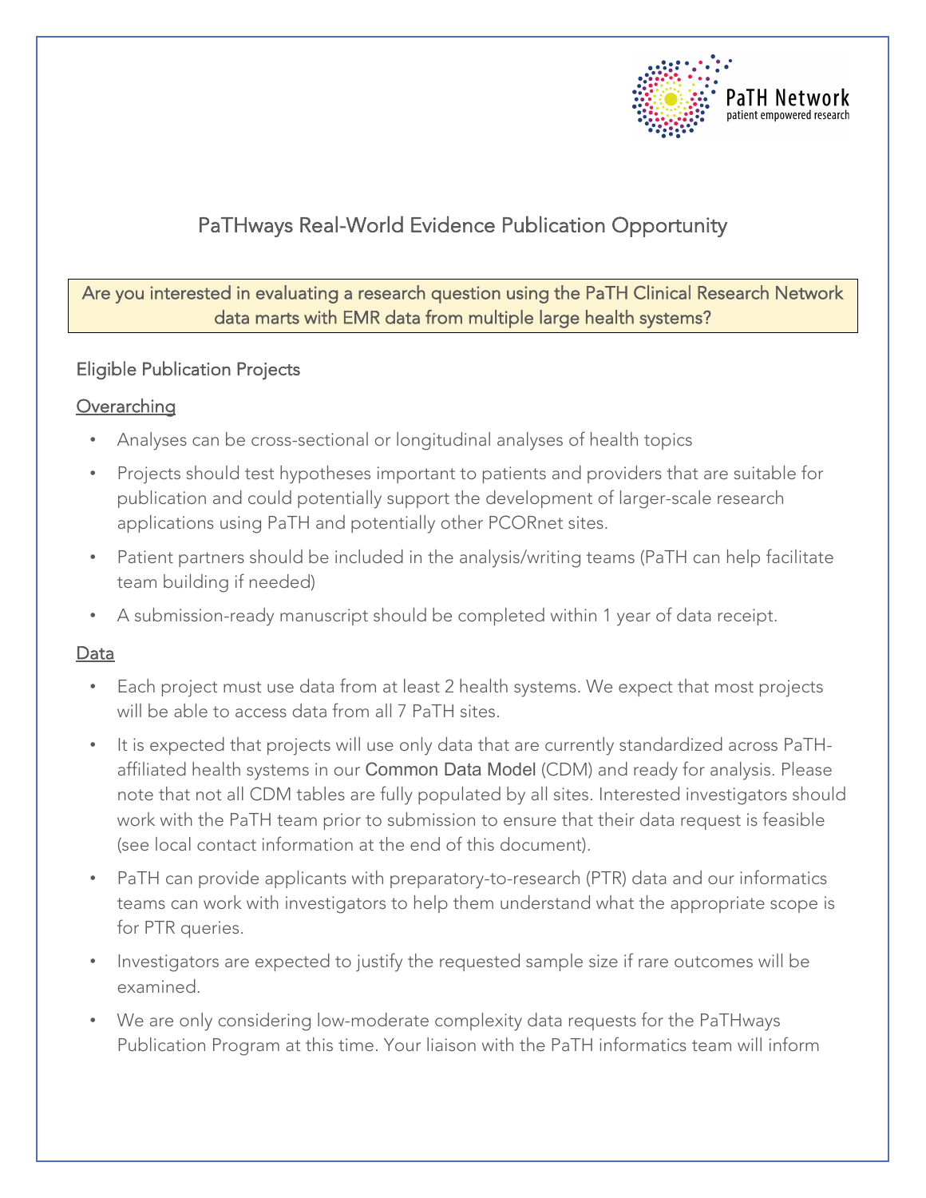PaTH Network
patient empowered research

# PaTHways Real-World Evidence Publication Opportunity

**Are you interested in evaluating a research question using the PaTH Clinical Research Network data marts with EMR data from multiple large health systems?**

## Eligible Publication Projects

### Overarching

- Analyses can be cross-sectional or longitudinal analyses of health topics
- Projects should test hypotheses important to patients and providers that are suitable for publication and could potentially support the development of larger-scale research applications using PaTH and potentially other PCORnet sites.
- Patient partners should be included in the analysis/writing teams (PaTH can help facilitate team building if needed)
- A submission-ready manuscript should be completed within 1 year of data receipt.

### Data

- Each project must use data from at least 2 health systems. We expect that most projects will be able to access data from all 7 PaTH sites.
- It is expected that projects will use only data that are currently standardized across PaTH-affiliated health systems in our Common Data Model (CDM) and ready for analysis. Please note that not all CDM tables are fully populated by all sites. Interested investigators should work with the PaTH team prior to submission to ensure that their data request is feasible (see local contact information at the end of this document).
- PaTH can provide applicants with preparatory-to-research (PTR) data and our informatics teams can work with investigators to help them understand what the appropriate scope is for PTR queries.
- Investigators are expected to justify the requested sample size if rare outcomes will be examined.
- We are only considering low-moderate complexity data requests for the PaTHways Publication Program at this time. Your liaison with the PaTH informatics team will inform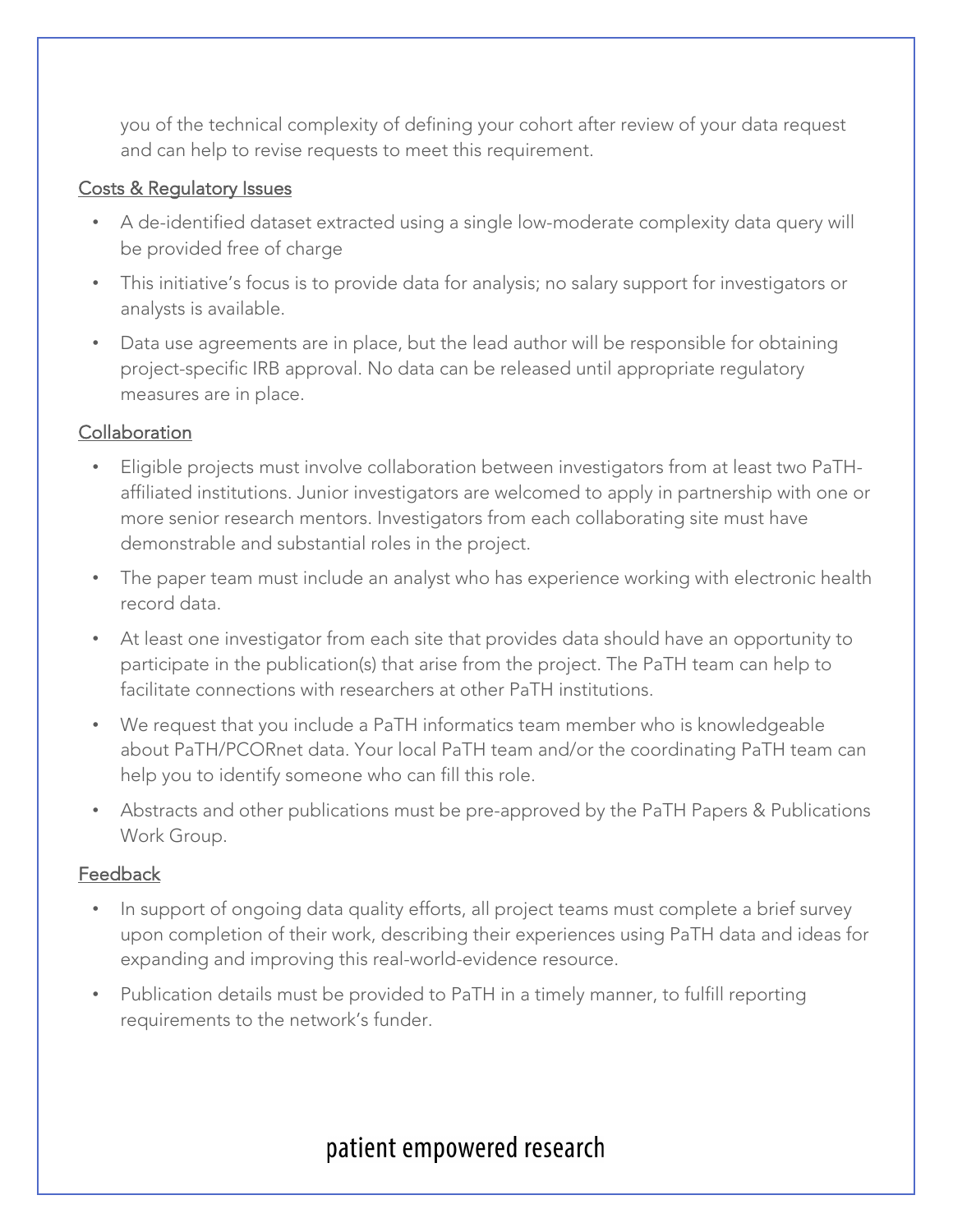you of the technical complexity of defining your cohort after review of your data request and can help to revise requests to meet this requirement.

Costs & Regulatory Issues

- A de-identified dataset extracted using a single low-moderate complexity data query will be provided free of charge
- This initiative's focus is to provide data for analysis; no salary support for investigators or analysts is available.
- Data use agreements are in place, but the lead author will be responsible for obtaining project-specific IRB approval. No data can be released until appropriate regulatory measures are in place.

Collaboration

- Eligible projects must involve collaboration between investigators from at least two PaTH-affiliated institutions. Junior investigators are welcomed to apply in partnership with one or more senior research mentors. Investigators from each collaborating site must have demonstrable and substantial roles in the project.
- The paper team must include an analyst who has experience working with electronic health record data.
- At least one investigator from each site that provides data should have an opportunity to participate in the publication(s) that arise from the project. The PaTH team can help to facilitate connections with researchers at other PaTH institutions.
- We request that you include a PaTH informatics team member who is knowledgeable about PaTH/PCORnet data. Your local PaTH team and/or the coordinating PaTH team can help you to identify someone who can fill this role.
- Abstracts and other publications must be pre-approved by the PaTH Papers & Publications Work Group.

Feedback

- In support of ongoing data quality efforts, all project teams must complete a brief survey upon completion of their work, describing their experiences using PaTH data and ideas for expanding and improving this real-world-evidence resource.
- Publication details must be provided to PaTH in a timely manner, to fulfill reporting requirements to the network's funder.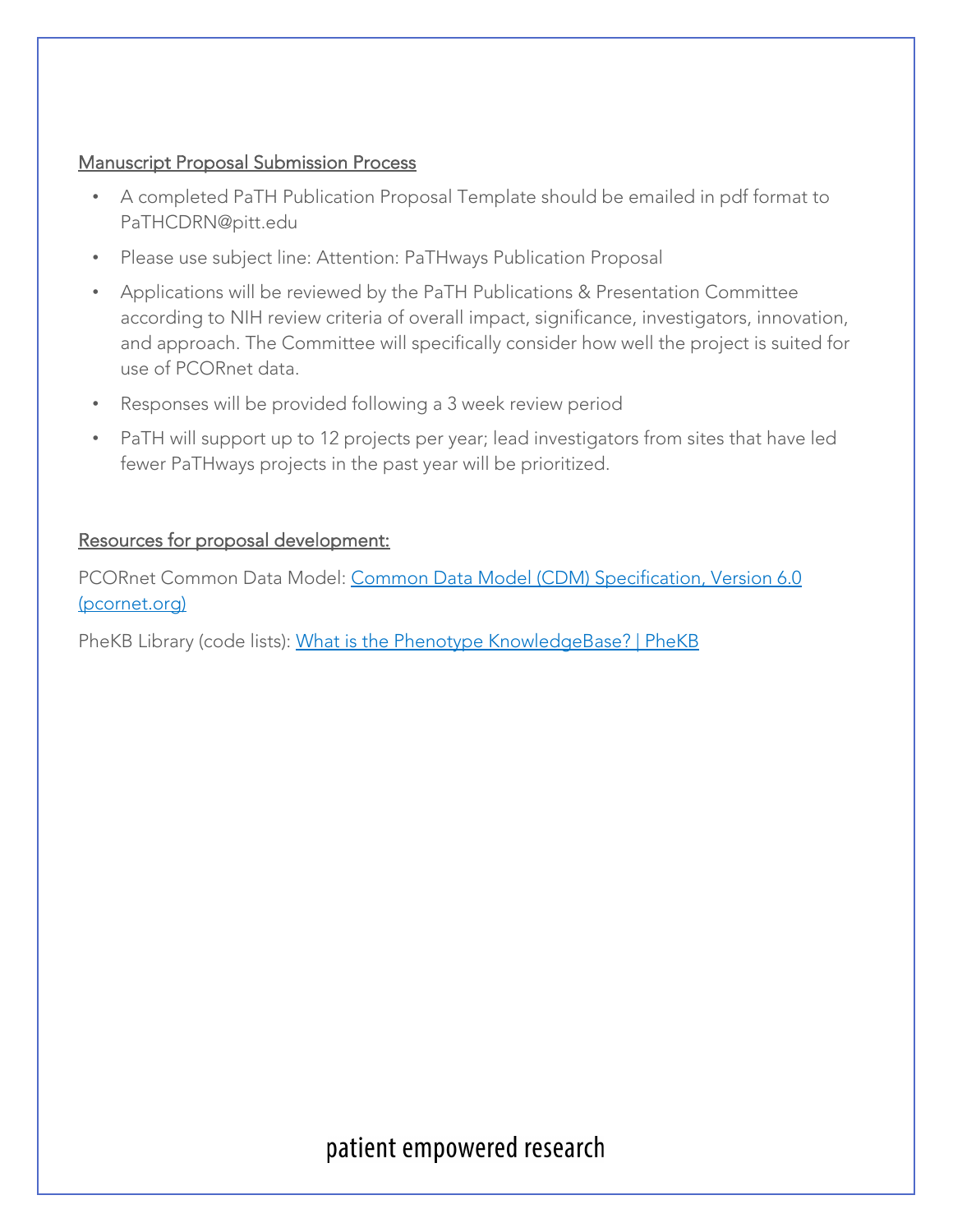Manuscript Proposal Submission Process

- A completed PaTH Publication Proposal Template should be emailed in pdf format to PaTHCDRN@pitt.edu
- Please use subject line: Attention: PaTHways Publication Proposal
- Applications will be reviewed by the PaTH Publications & Presentation Committee according to NIH review criteria of overall impact, significance, investigators, innovation, and approach. The Committee will specifically consider how well the project is suited for use of PCORnet data.
- Responses will be provided following a 3 week review period
- PaTH will support up to 12 projects per year; lead investigators from sites that have led fewer PaTHways projects in the past year will be prioritized.

Resources for proposal development:

PCORnet Common Data Model: Common Data Model (CDM) Specification, Version 6.0 (pcornet.org)

PheKB Library (code lists): What is the Phenotype KnowledgeBase? | PheKB

patient empowered research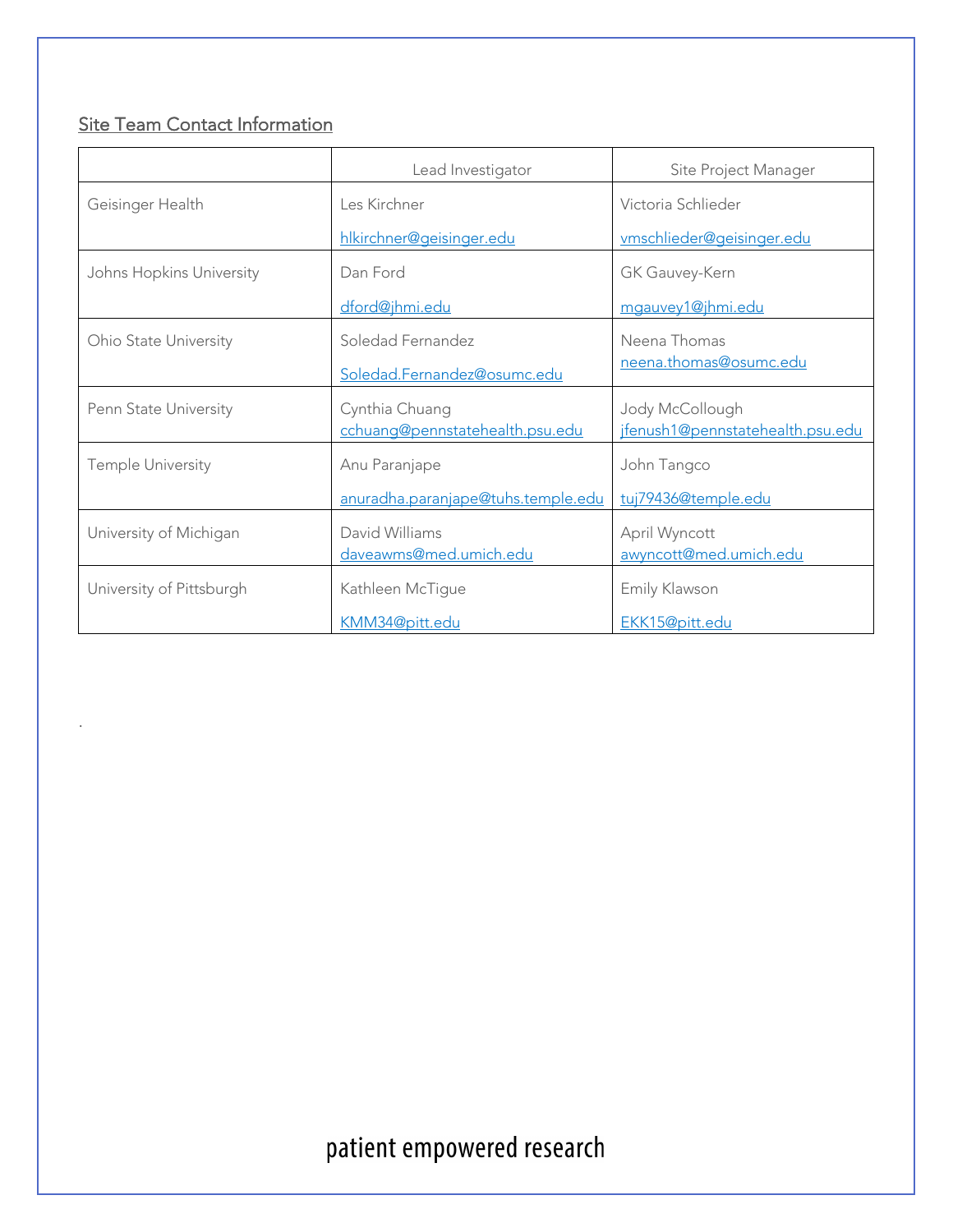## Site Team Contact Information

| | Lead Investigator | Site Project Manager |
|---|---|---|
| Geisinger Health | Les Kirchner<br>hlkirchner@geisinger.edu | Victoria Schlieder<br>vmschlieder@geisinger.edu |
| Johns Hopkins University | Dan Ford<br>dford@jhmi.edu | GK Gauvey-Kern<br>mgauvey1@jhmi.edu |
| Ohio State University | Soledad Fernandez<br>Soledad.Fernandez@osumc.edu | Neena Thomas<br>neena.thomas@osumc.edu |
| Penn State University | Cynthia Chuang<br>cchuang@pennstatehealth.psu.edu | Jody McCollough<br>jfenush1@pennstatehealth.psu.edu |
| Temple University | Anu Paranjape<br>anuradha.paranjape@tuhs.temple.edu | John Tangco<br>tuj79436@temple.edu |
| University of Michigan | David Williams<br>daveawms@med.umich.edu | April Wyncott<br>awyncott@med.umich.edu |
| University of Pittsburgh | Kathleen McTigue<br>KMM34@pitt.edu | Emily Klawson<br>EKK15@pitt.edu |

.

patient empowered research